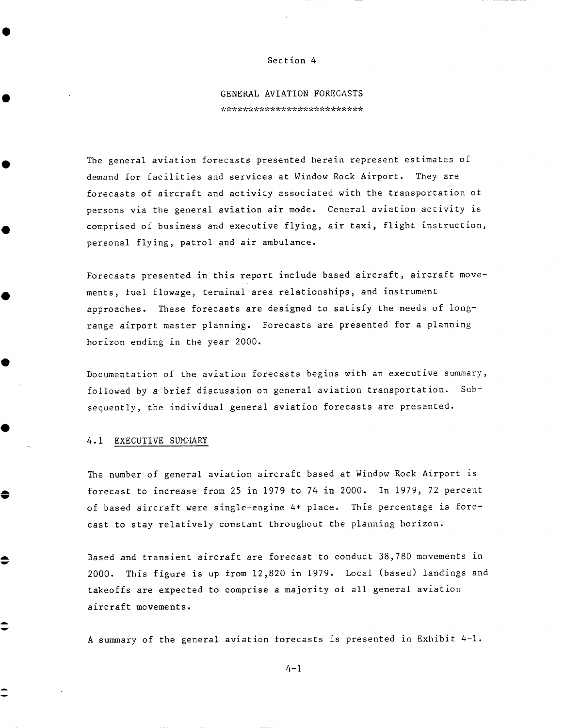# Section 4

## GENERAL AVIATION FORECASTS

The general aviation forecasts presented herein represent estimates of demand for facilities and services at Window Rock Airport. They are forecasts of aircraft and activity associated with the transportation of persons via the general aviation air mode. General aviation activity is comprised of business and executive flying, air taxi, flight instruction, personal flying, patrol and air ambulance.

Forecasts presented in this report include based aircraft, aircraft movements, fuel flowage, terminal area relationships, and instrument approaches. These forecasts are designed to satisfy the needs of long-range airport master planning. Forecasts are presented for a planning horizon ending in the year 2000.

Documentation of the aviation forecasts begins with an executive summary, followed by a brief discussion on general aviation transportation. Subsequently, the individual general aviation forecasts are presented.

### 4.1 EXECUTIVE SUMMARY

The number of general aviation aircraft based at Window Rock Airport is forecast to increase from 25 in 1979 to 74 in 2000. In 1979, 72 percent of based aircraft were single-engine 4+ place. This percentage is forecast to stay relatively constant throughout the planning horizon.

Based and transient aircraft are forecast to conduct 38,780 movements in 2000. This figure is up from 12,820 in 1979. Local (based) landings and takeoffs are expected to comprise a majority of all general aviation aircraft movements.

A summary of the general aviation forecasts is presented in Exhibit 4-1.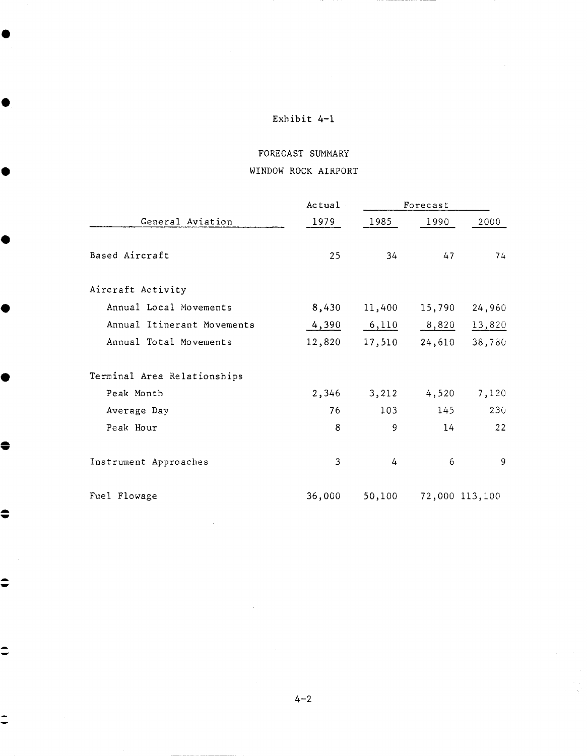Exhibit 4-1

FORECAST SUMMARY

WINDOW ROCK AIRPORT

| General Aviation | Actual 1979 | Forecast 1985 | Forecast 1990 | Forecast 2000 |
|---|---|---|---|---|
| Based Aircraft | 25 | 34 | 47 | 74 |
| Aircraft Activity | | | | |
| Annual Local Movements | 8,430 | 11,400 | 15,790 | 24,960 |
| Annual Itinerant Movements | 4,390 | 6,110 | 8,820 | 13,820 |
| Annual Total Movements | 12,820 | 17,510 | 24,610 | 38,780 |
| Terminal Area Relationships | | | | |
| Peak Month | 2,346 | 3,212 | 4,520 | 7,120 |
| Average Day | 76 | 103 | 145 | 230 |
| Peak Hour | 8 | 9 | 14 | 22 |
| Instrument Approaches | 3 | 4 | 6 | 9 |
| Fuel Flowage | 36,000 | 50,100 | 72,000 | 113,100 |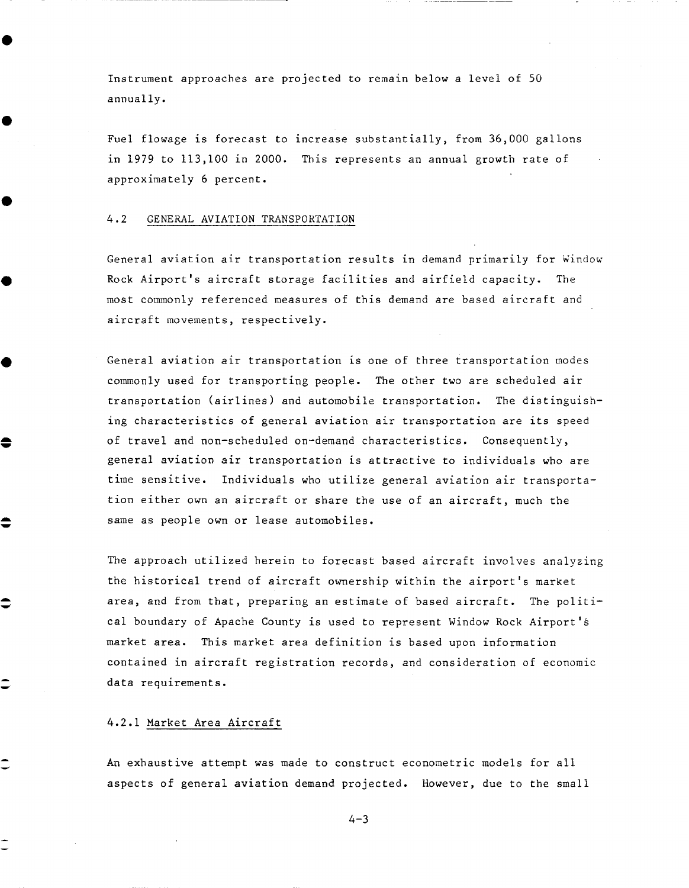Instrument approaches are projected to remain below a level of 50 annually.

Fuel flowage is forecast to increase substantially, from 36,000 gallons in 1979 to 113,100 in 2000. This represents an annual growth rate of approximately 6 percent.

## 4.2 GENERAL AVIATION TRANSPORTATION

General aviation air transportation results in demand primarily for Window Rock Airport's aircraft storage facilities and airfield capacity. The most commonly referenced measures of this demand are based aircraft and aircraft movements, respectively.

General aviation air transportation is one of three transportation modes commonly used for transporting people. The other two are scheduled air transportation (airlines) and automobile transportation. The distinguishing characteristics of general aviation air transportation are its speed of travel and non-scheduled on-demand characteristics. Consequently, general aviation air transportation is attractive to individuals who are time sensitive. Individuals who utilize general aviation air transportation either own an aircraft or share the use of an aircraft, much the same as people own or lease automobiles.

The approach utilized herein to forecast based aircraft involves analyzing the historical trend of aircraft ownership within the airport's market area, and from that, preparing an estimate of based aircraft. The political boundary of Apache County is used to represent Window Rock Airport's market area. This market area definition is based upon information contained in aircraft registration records, and consideration of economic data requirements.

### 4.2.1 Market Area Aircraft

An exhaustive attempt was made to construct econometric models for all aspects of general aviation demand projected. However, due to the small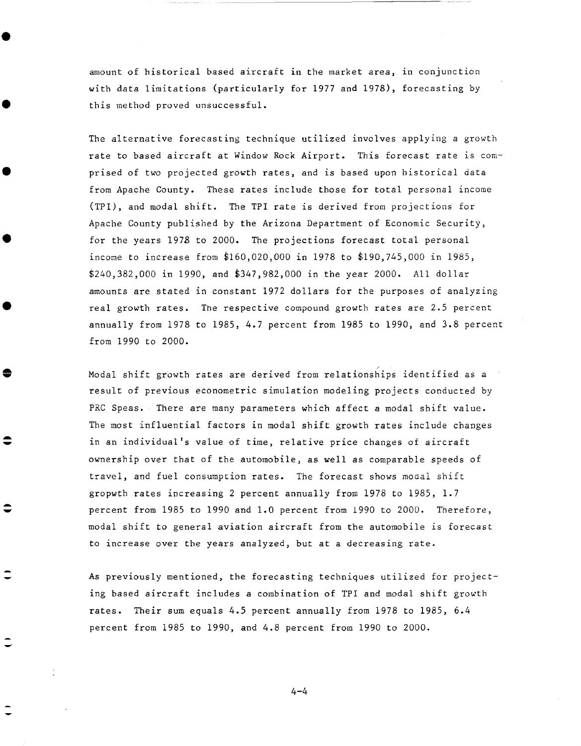amount of historical based aircraft in the market area, in conjunction with data limitations (particularly for 1977 and 1978), forecasting by this method proved unsuccessful.

The alternative forecasting technique utilized involves applying a growth rate to based aircraft at Window Rock Airport. This forecast rate is comprised of two projected growth rates, and is based upon historical data from Apache County. These rates include those for total personal income (TPI), and modal shift. The TPI rate is derived from projections for Apache County published by the Arizona Department of Economic Security, for the years 1978 to 2000. The projections forecast total personal income to increase from $160,020,000 in 1978 to $190,745,000 in 1985, $240,382,000 in 1990, and $347,982,000 in the year 2000. All dollar amounts are stated in constant 1972 dollars for the purposes of analyzing real growth rates. The respective compound growth rates are 2.5 percent annually from 1978 to 1985, 4.7 percent from 1985 to 1990, and 3.8 percent from 1990 to 2000.

Modal shift growth rates are derived from relationships identified as a result of previous econometric simulation modeling projects conducted by PRC Speas. There are many parameters which affect a modal shift value. The most influential factors in modal shift growth rates include changes in an individual's value of time, relative price changes of aircraft ownership over that of the automobile, as well as comparable speeds of travel, and fuel consumption rates. The forecast shows modal shift gropwth rates increasing 2 percent annually from 1978 to 1985, 1.7 percent from 1985 to 1990 and 1.0 percent from 1990 to 2000. Therefore, modal shift to general aviation aircraft from the automobile is forecast to increase over the years analyzed, but at a decreasing rate.

As previously mentioned, the forecasting techniques utilized for projecting based aircraft includes a combination of TPI and modal shift growth rates. Their sum equals 4.5 percent annually from 1978 to 1985, 6.4 percent from 1985 to 1990, and 4.8 percent from 1990 to 2000.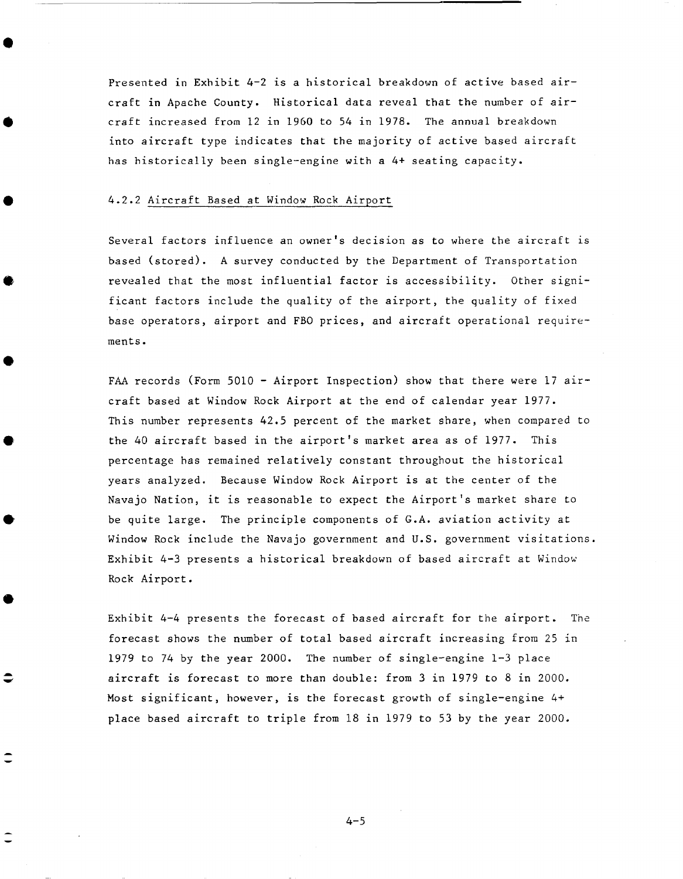Presented in Exhibit 4-2 is a historical breakdown of active based aircraft in Apache County. Historical data reveal that the number of aircraft increased from 12 in 1960 to 54 in 1978. The annual breakdown into aircraft type indicates that the majority of active based aircraft has historically been single-engine with a 4+ seating capacity.

### 4.2.2 Aircraft Based at Window Rock Airport

Several factors influence an owner's decision as to where the aircraft is based (stored). A survey conducted by the Department of Transportation revealed that the most influential factor is accessibility. Other significant factors include the quality of the airport, the quality of fixed base operators, airport and FBO prices, and aircraft operational requirements.

FAA records (Form 5010 - Airport Inspection) show that there were 17 aircraft based at Window Rock Airport at the end of calendar year 1977. This number represents 42.5 percent of the market share, when compared to the 40 aircraft based in the airport's market area as of 1977. This percentage has remained relatively constant throughout the historical years analyzed. Because Window Rock Airport is at the center of the Navajo Nation, it is reasonable to expect the Airport's market share to be quite large. The principle components of G.A. aviation activity at Window Rock include the Navajo government and U.S. government visitations. Exhibit 4-3 presents a historical breakdown of based aircraft at Window Rock Airport.

Exhibit 4-4 presents the forecast of based aircraft for the airport. The forecast shows the number of total based aircraft increasing from 25 in 1979 to 74 by the year 2000. The number of single-engine 1-3 place aircraft is forecast to more than double: from 3 in 1979 to 8 in 2000. Most significant, however, is the forecast growth of single-engine 4+ place based aircraft to triple from 18 in 1979 to 53 by the year 2000.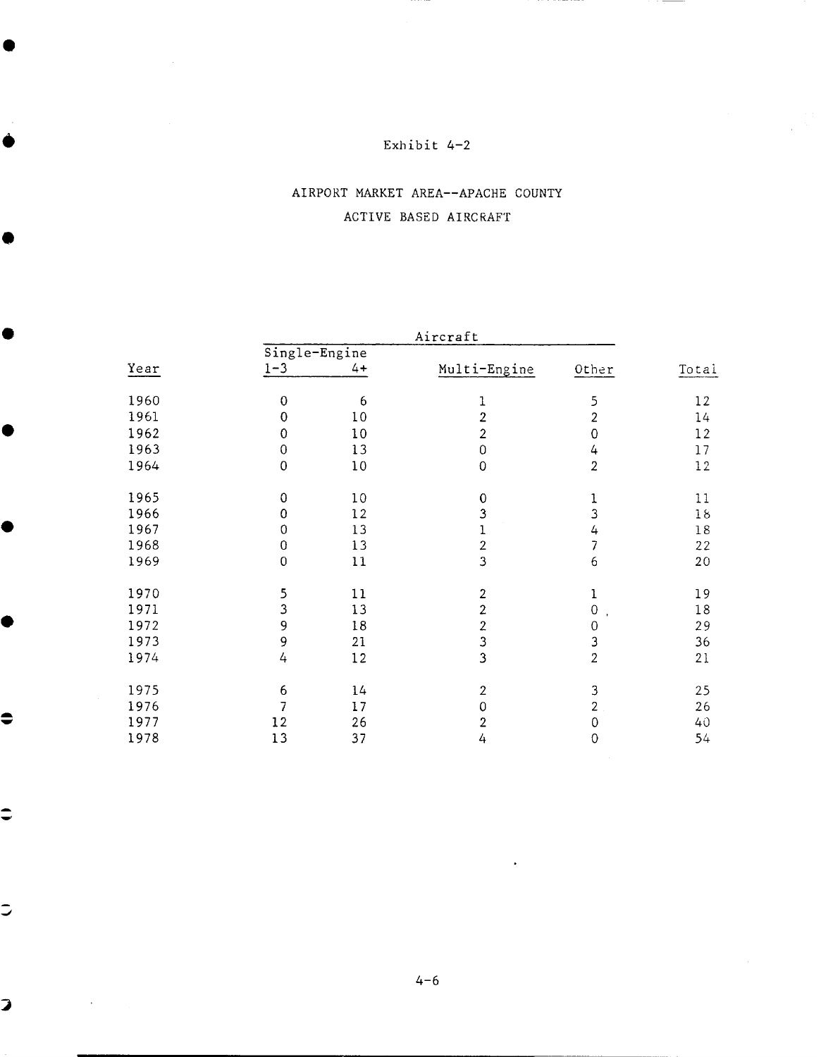Exhibit 4-2

AIRPORT MARKET AREA--APACHE COUNTY

ACTIVE BASED AIRCRAFT

| Year | Single-Engine 1-3 | Single-Engine 4+ | Multi-Engine | Other | Total |
|---|---|---|---|---|---|
| 1960 | 0 | 6 | 1 | 5 | 12 |
| 1961 | 0 | 10 | 2 | 2 | 14 |
| 1962 | 0 | 10 | 2 | 0 | 12 |
| 1963 | 0 | 13 | 0 | 4 | 17 |
| 1964 | 0 | 10 | 0 | 2 | 12 |
| 1965 | 0 | 10 | 0 | 1 | 11 |
| 1966 | 0 | 12 | 3 | 3 | 18 |
| 1967 | 0 | 13 | 1 | 4 | 18 |
| 1968 | 0 | 13 | 2 | 7 | 22 |
| 1969 | 0 | 11 | 3 | 6 | 20 |
| 1970 | 5 | 11 | 2 | 1 | 19 |
| 1971 | 3 | 13 | 2 | 0 | 18 |
| 1972 | 9 | 18 | 2 | 0 | 29 |
| 1973 | 9 | 21 | 3 | 3 | 36 |
| 1974 | 4 | 12 | 3 | 2 | 21 |
| 1975 | 6 | 14 | 2 | 3 | 25 |
| 1976 | 7 | 17 | 0 | 2 | 26 |
| 1977 | 12 | 26 | 2 | 0 | 40 |
| 1978 | 13 | 37 | 4 | 0 | 54 |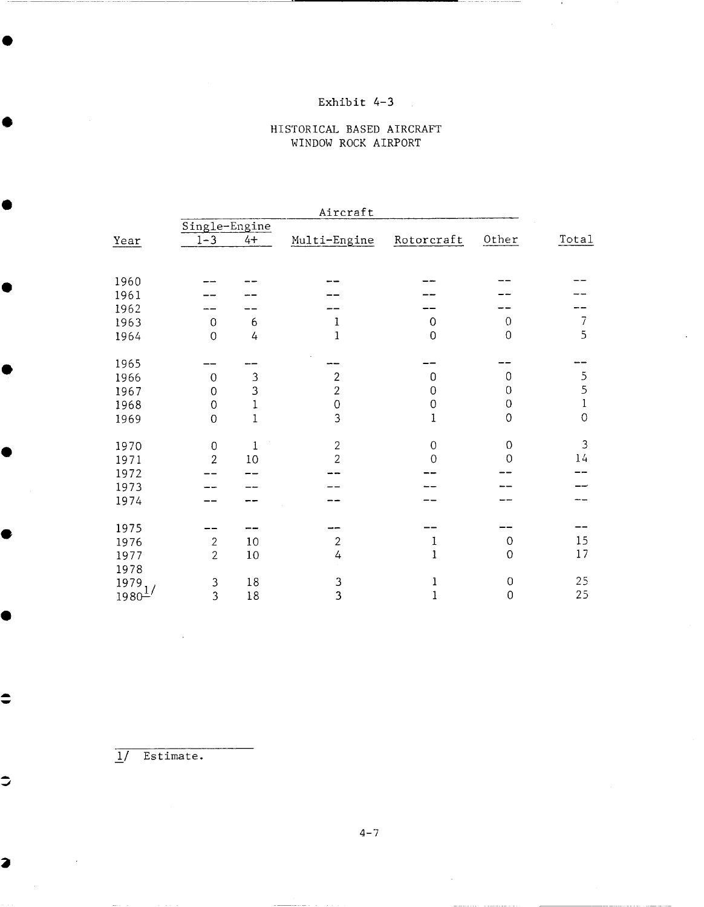Exhibit 4-3

HISTORICAL BASED AIRCRAFT
WINDOW ROCK AIRPORT

| Year | Single-Engine 1-3 | Single-Engine 4+ | Multi-Engine | Rotorcraft | Other | Total |
|---|---|---|---|---|---|---|
| 1960 | -- | -- | -- | -- | -- | -- |
| 1961 | -- | -- | -- | -- | -- | -- |
| 1962 | -- | -- | -- | -- | -- | -- |
| 1963 | 0 | 6 | 1 | 0 | 0 | 7 |
| 1964 | 0 | 4 | 1 | 0 | 0 | 5 |
| 1965 | -- | -- | -- | -- | -- | -- |
| 1966 | 0 | 3 | 2 | 0 | 0 | 5 |
| 1967 | 0 | 3 | 2 | 0 | 0 | 5 |
| 1968 | 0 | 1 | 0 | 0 | 0 | 1 |
| 1969 | 0 | 1 | 3 | 1 | 0 | 0 |
| 1970 | 0 | 1 | 2 | 0 | 0 | 3 |
| 1971 | 2 | 10 | 2 | 0 | 0 | 14 |
| 1972 | -- | -- | -- | -- | -- | -- |
| 1973 | -- | -- | -- | -- | -- | -- |
| 1974 | -- | -- | -- | -- | -- | -- |
| 1975 | -- | -- | -- | -- | -- | -- |
| 1976 | 2 | 10 | 2 | 1 | 0 | 15 |
| 1977 | 2 | 10 | 4 | 1 | 0 | 17 |
| 1978 | | | | | | |
| 1979 | 3 | 18 | 3 | 1 | 0 | 25 |
| 1980[1/] | 3 | 18 | 3 | 1 | 0 | 25 |

1/ Estimate.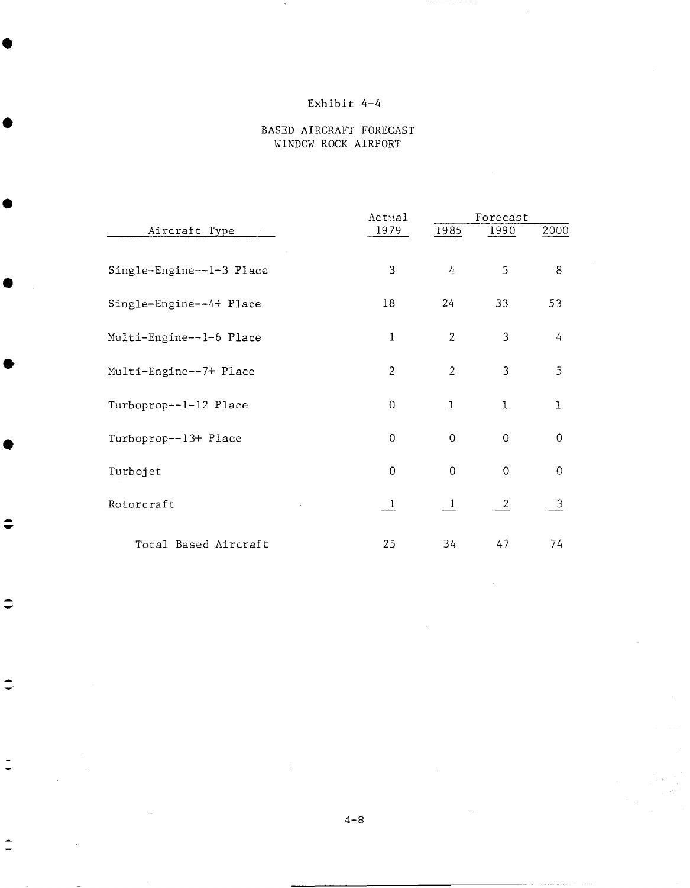Exhibit 4-4

BASED AIRCRAFT FORECAST
WINDOW ROCK AIRPORT

| Aircraft Type | Actual | Forecast | | |
|---|---|---|---|---|
| | 1979 | 1985 | 1990 | 2000 |
| Single-Engine--1-3 Place | 3 | 4 | 5 | 8 |
| Single-Engine--4+ Place | 18 | 24 | 33 | 53 |
| Multi-Engine--1-6 Place | 1 | 2 | 3 | 4 |
| Multi-Engine--7+ Place | 2 | 2 | 3 | 5 |
| Turboprop--1-12 Place | 0 | 1 | 1 | 1 |
| Turboprop--13+ Place | 0 | 0 | 0 | 0 |
| Turbojet | 0 | 0 | 0 | 0 |
| Rotorcraft | 1 | 1 | 2 | 3 |
| Total Based Aircraft | 25 | 34 | 47 | 74 |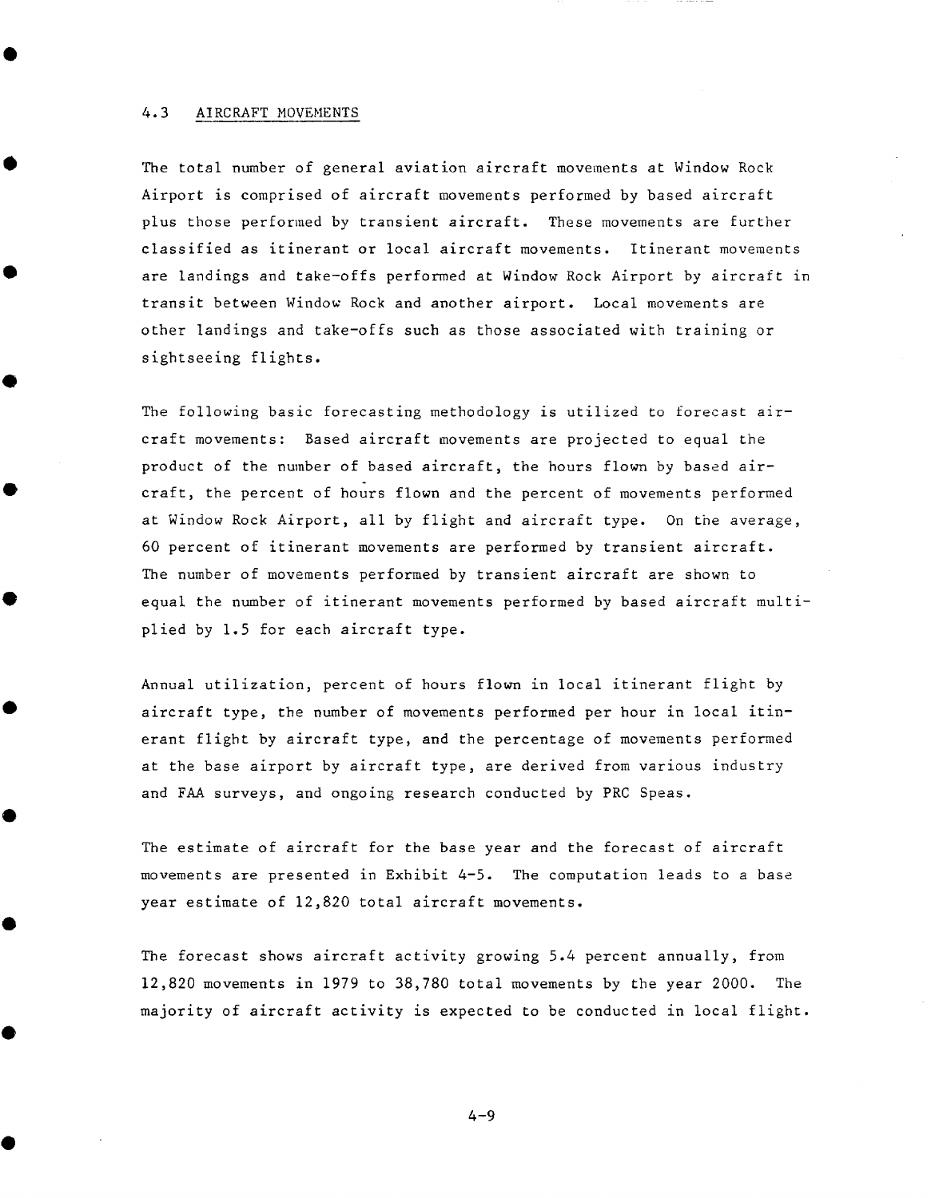## 4.3 AIRCRAFT MOVEMENTS

The total number of general aviation aircraft movements at Window Rock Airport is comprised of aircraft movements performed by based aircraft plus those performed by transient aircraft. These movements are further classified as itinerant or local aircraft movements. Itinerant movements are landings and take-offs performed at Window Rock Airport by aircraft in transit between Window Rock and another airport. Local movements are other landings and take-offs such as those associated with training or sightseeing flights.

The following basic forecasting methodology is utilized to forecast aircraft movements: Based aircraft movements are projected to equal the product of the number of based aircraft, the hours flown by based aircraft, the percent of hours flown and the percent of movements performed at Window Rock Airport, all by flight and aircraft type. On the average, 60 percent of itinerant movements are performed by transient aircraft. The number of movements performed by transient aircraft are shown to equal the number of itinerant movements performed by based aircraft multiplied by 1.5 for each aircraft type.

Annual utilization, percent of hours flown in local itinerant flight by aircraft type, the number of movements performed per hour in local itinerant flight by aircraft type, and the percentage of movements performed at the base airport by aircraft type, are derived from various industry and FAA surveys, and ongoing research conducted by PRC Speas.

The estimate of aircraft for the base year and the forecast of aircraft movements are presented in Exhibit 4-5. The computation leads to a base year estimate of 12,820 total aircraft movements.

The forecast shows aircraft activity growing 5.4 percent annually, from 12,820 movements in 1979 to 38,780 total movements by the year 2000. The majority of aircraft activity is expected to be conducted in local flight.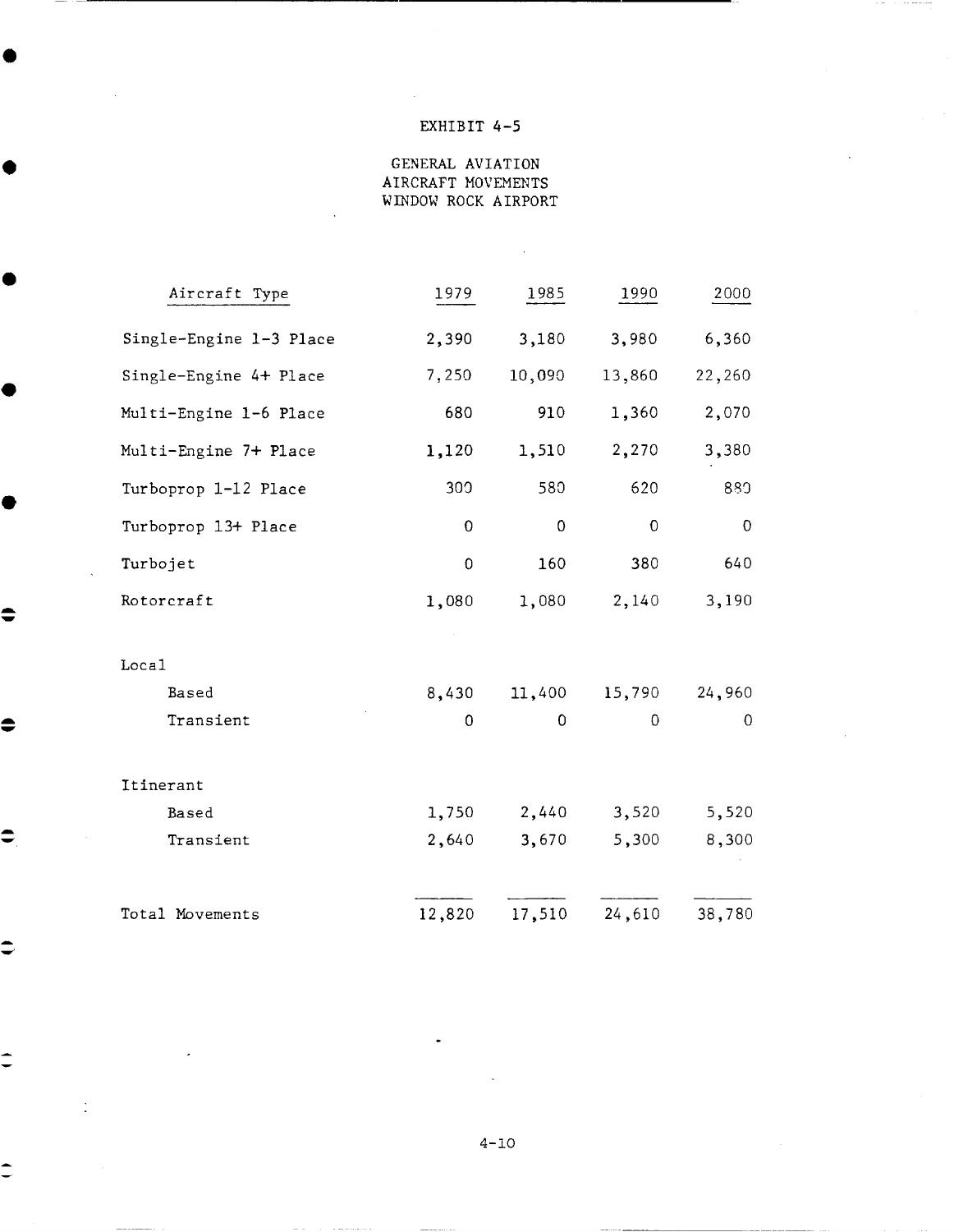EXHIBIT 4-5

GENERAL AVIATION
AIRCRAFT MOVEMENTS
WINDOW ROCK AIRPORT

| Aircraft Type | 1979 | 1985 | 1990 | 2000 |
|---|---|---|---|---|
| Single-Engine 1-3 Place | 2,390 | 3,180 | 3,980 | 6,360 |
| Single-Engine 4+ Place | 7,250 | 10,090 | 13,860 | 22,260 |
| Multi-Engine 1-6 Place | 680 | 910 | 1,360 | 2,070 |
| Multi-Engine 7+ Place | 1,120 | 1,510 | 2,270 | 3,380 |
| Turboprop 1-12 Place | 300 | 580 | 620 | 880 |
| Turboprop 13+ Place | 0 | 0 | 0 | 0 |
| Turbojet | 0 | 160 | 380 | 640 |
| Rotorcraft | 1,080 | 1,080 | 2,140 | 3,190 |
| Local | | | | |
| Based | 8,430 | 11,400 | 15,790 | 24,960 |
| Transient | 0 | 0 | 0 | 0 |
| Itinerant | | | | |
| Based | 1,750 | 2,440 | 3,520 | 5,520 |
| Transient | 2,640 | 3,670 | 5,300 | 8,300 |
| Total Movements | 12,820 | 17,510 | 24,610 | 38,780 |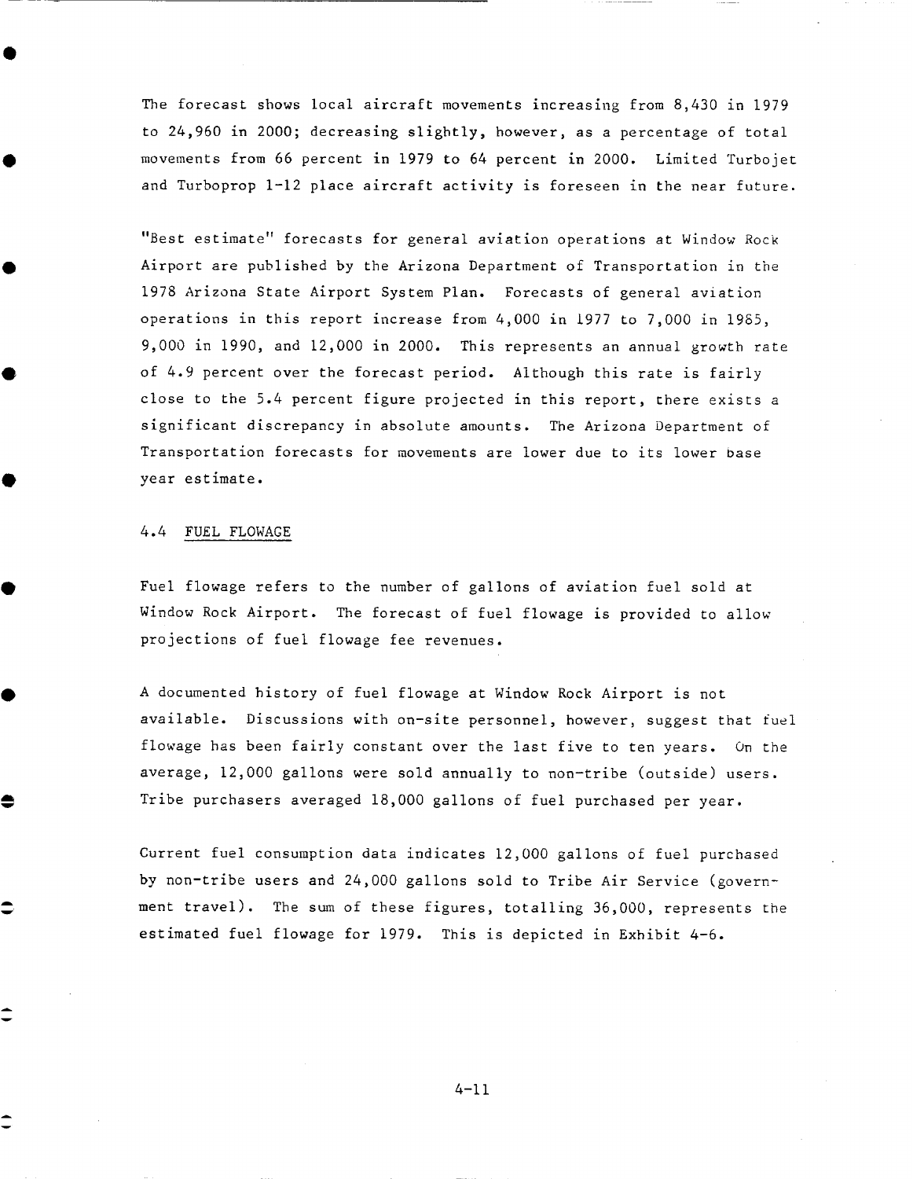The forecast shows local aircraft movements increasing from 8,430 in 1979 to 24,960 in 2000; decreasing slightly, however, as a percentage of total movements from 66 percent in 1979 to 64 percent in 2000. Limited Turbojet and Turboprop 1-12 place aircraft activity is foreseen in the near future.

"Best estimate" forecasts for general aviation operations at Window Rock Airport are published by the Arizona Department of Transportation in the 1978 Arizona State Airport System Plan. Forecasts of general aviation operations in this report increase from 4,000 in 1977 to 7,000 in 1985, 9,000 in 1990, and 12,000 in 2000. This represents an annual growth rate of 4.9 percent over the forecast period. Although this rate is fairly close to the 5.4 percent figure projected in this report, there exists a significant discrepancy in absolute amounts. The Arizona Department of Transportation forecasts for movements are lower due to its lower base year estimate.

## 4.4 FUEL FLOWAGE

Fuel flowage refers to the number of gallons of aviation fuel sold at Window Rock Airport. The forecast of fuel flowage is provided to allow projections of fuel flowage fee revenues.

A documented history of fuel flowage at Window Rock Airport is not available. Discussions with on-site personnel, however, suggest that fuel flowage has been fairly constant over the last five to ten years. On the average, 12,000 gallons were sold annually to non-tribe (outside) users. Tribe purchasers averaged 18,000 gallons of fuel purchased per year.

Current fuel consumption data indicates 12,000 gallons of fuel purchased by non-tribe users and 24,000 gallons sold to Tribe Air Service (government travel). The sum of these figures, totalling 36,000, represents the estimated fuel flowage for 1979. This is depicted in Exhibit 4-6.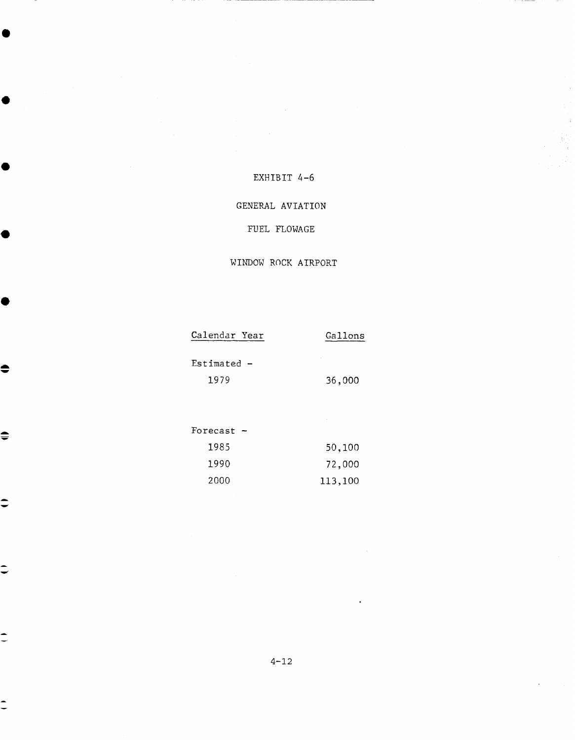# EXHIBIT 4-6

## GENERAL AVIATION

## FUEL FLOWAGE

## WINDOW ROCK AIRPORT

| Calendar Year | Gallons |
|---|---|
| Estimated - | |
| 1979 | 36,000 |
| Forecast - | |
| 1985 | 50,100 |
| 1990 | 72,000 |
| 2000 | 113,100 |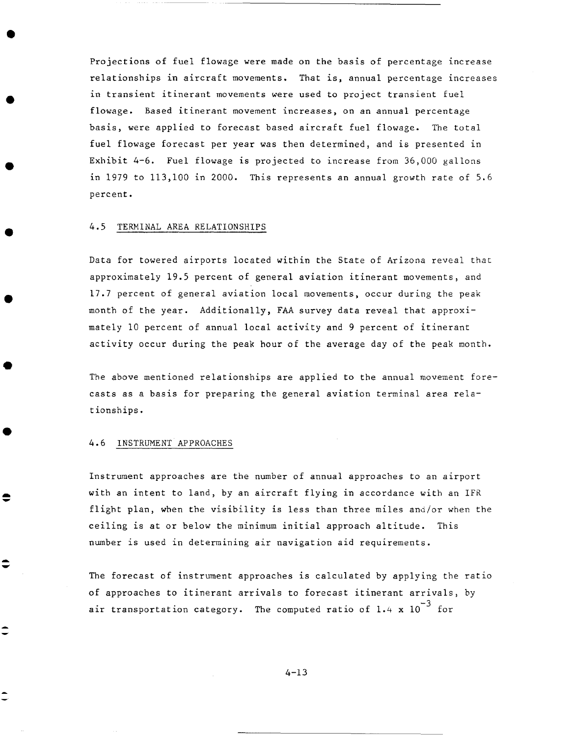Projections of fuel flowage were made on the basis of percentage increase relationships in aircraft movements. That is, annual percentage increases in transient itinerant movements were used to project transient fuel flowage. Based itinerant movement increases, on an annual percentage basis, were applied to forecast based aircraft fuel flowage. The total fuel flowage forecast per year was then determined, and is presented in Exhibit 4-6. Fuel flowage is projected to increase from 36,000 gallons in 1979 to 113,100 in 2000. This represents an annual growth rate of 5.6 percent.

## 4.5 TERMINAL AREA RELATIONSHIPS

Data for towered airports located within the State of Arizona reveal that approximately 19.5 percent of general aviation itinerant movements, and 17.7 percent of general aviation local movements, occur during the peak month of the year. Additionally, FAA survey data reveal that approximately 10 percent of annual local activity and 9 percent of itinerant activity occur during the peak hour of the average day of the peak month.

The above mentioned relationships are applied to the annual movement forecasts as a basis for preparing the general aviation terminal area relationships.

## 4.6 INSTRUMENT APPROACHES

Instrument approaches are the number of annual approaches to an airport with an intent to land, by an aircraft flying in accordance with an IFR flight plan, when the visibility is less than three miles and/or when the ceiling is at or below the minimum initial approach altitude. This number is used in determining air navigation aid requirements.

The forecast of instrument approaches is calculated by applying the ratio of approaches to itinerant arrivals to forecast itinerant arrivals, by air transportation category. The computed ratio of $1.4 \times 10^{-3}$ for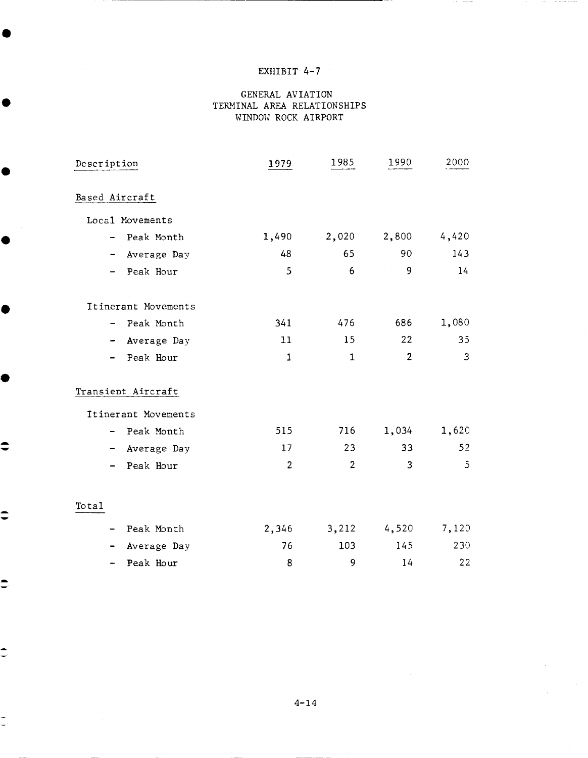# EXHIBIT 4-7

## GENERAL AVIATION TERMINAL AREA RELATIONSHIPS WINDOW ROCK AIRPORT

| Description | 1979 | 1985 | 1990 | 2000 |
|---|---|---|---|---|
| Based Aircraft | | | | |
| Local Movements | | | | |
| - Peak Month | 1,490 | 2,020 | 2,800 | 4,420 |
| - Average Day | 48 | 65 | 90 | 143 |
| - Peak Hour | 5 | 6 | 9 | 14 |
| Itinerant Movements | | | | |
| - Peak Month | 341 | 476 | 686 | 1,080 |
| - Average Day | 11 | 15 | 22 | 35 |
| - Peak Hour | 1 | 1 | 2 | 3 |
| Transient Aircraft | | | | |
| Itinerant Movements | | | | |
| - Peak Month | 515 | 716 | 1,034 | 1,620 |
| - Average Day | 17 | 23 | 33 | 52 |
| - Peak Hour | 2 | 2 | 3 | 5 |
| Total | | | | |
| - Peak Month | 2,346 | 3,212 | 4,520 | 7,120 |
| - Average Day | 76 | 103 | 145 | 230 |
| - Peak Hour | 8 | 9 | 14 | 22 |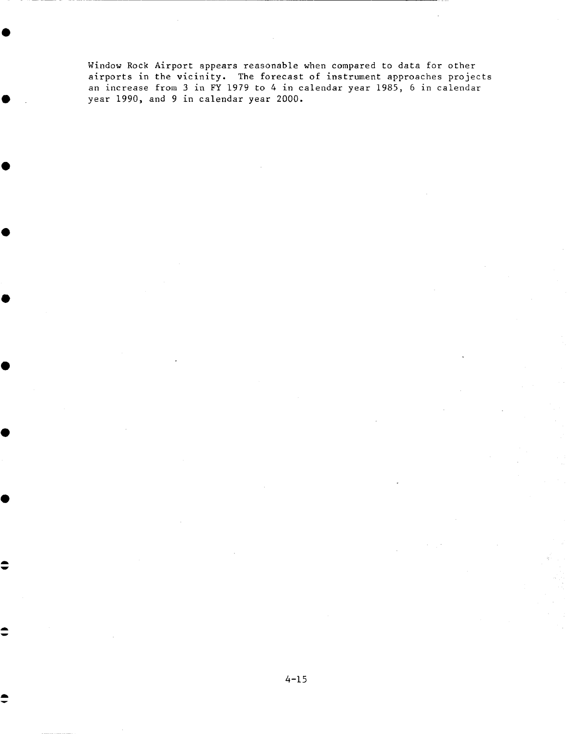Window Rock Airport appears reasonable when compared to data for other airports in the vicinity. The forecast of instrument approaches projects an increase from 3 in FY 1979 to 4 in calendar year 1985, 6 in calendar year 1990, and 9 in calendar year 2000.